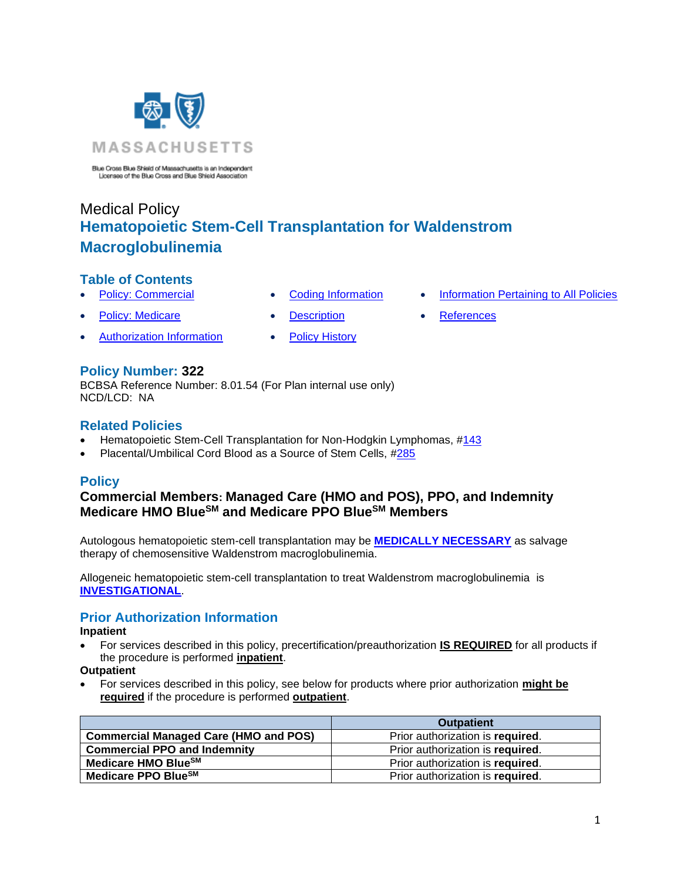MASSACHUSETTS

Blue Cross Blue Shield of Massachusetts is an Independent Licensee of the Blue Cross and Blue Shield Association

Medical Policy

# Hematopoietic Stem-Cell Transplantation for Waldenstrom Macroglobulinemia

## Table of Contents

- Policy: Commercial
- Policy: Medicare
- Authorization Information
- Coding Information
- Description
- Policy History
- Information Pertaining to All Policies
- References

## Policy Number: 322

BCBSA Reference Number: 8.01.54 (For Plan internal use only)
NCD/LCD: NA

## Related Policies

- Hematopoietic Stem-Cell Transplantation for Non-Hodgkin Lymphomas, #143
- Placental/Umbilical Cord Blood as a Source of Stem Cells, #285

## Policy

### Commercial Members: Managed Care (HMO and POS), PPO, and Indemnity
### Medicare HMO BlueSM and Medicare PPO BlueSM Members

Autologous hematopoietic stem-cell transplantation may be **MEDICALLY NECESSARY** as salvage therapy of chemosensitive Waldenstrom macroglobulinemia.

Allogeneic hematopoietic stem-cell transplantation to treat Waldenstrom macroglobulinemia is **INVESTIGATIONAL**.

## Prior Authorization Information

**Inpatient**

- For services described in this policy, precertification/preauthorization **IS REQUIRED** for all products if the procedure is performed **inpatient**.

**Outpatient**

- For services described in this policy, see below for products where prior authorization **might be required** if the procedure is performed **outpatient**.

| | Outpatient |
|---|---|
| **Commercial Managed Care (HMO and POS)** | Prior authorization is **required**. |
| **Commercial PPO and Indemnity** | Prior authorization is **required**. |
| **Medicare HMO BlueSM** | Prior authorization is **required**. |
| **Medicare PPO BlueSM** | Prior authorization is **required**. |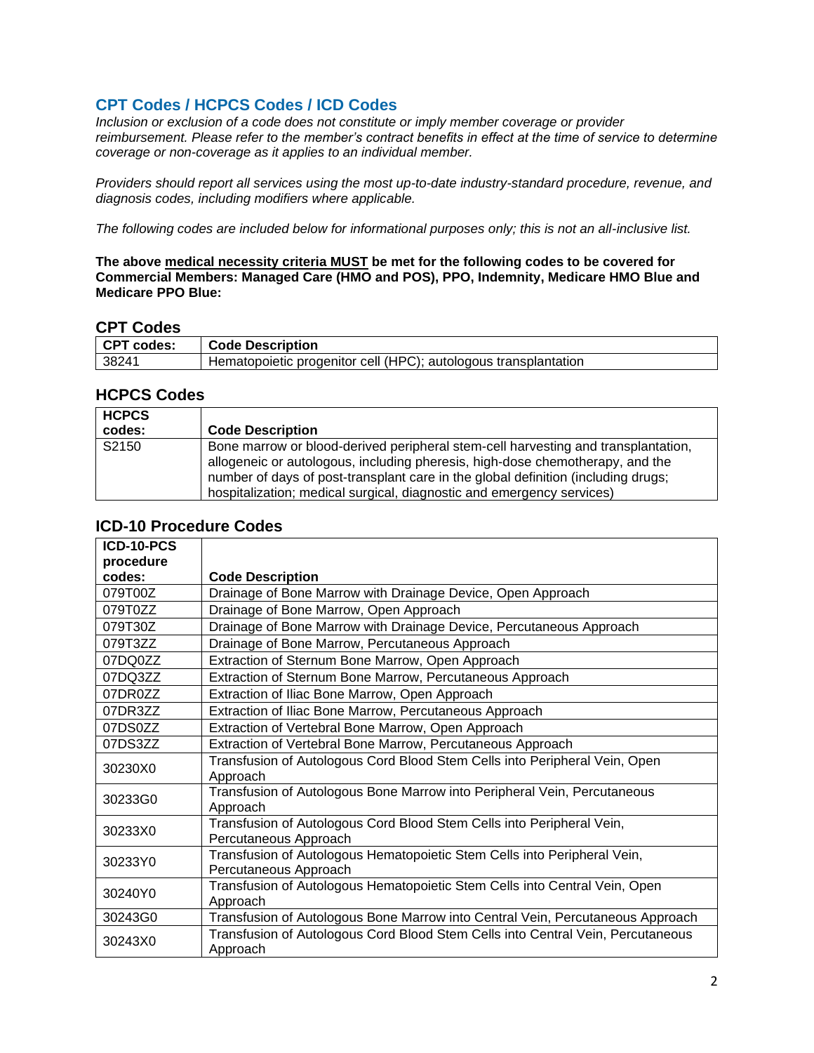## CPT Codes / HCPCS Codes / ICD Codes

*Inclusion or exclusion of a code does not constitute or imply member coverage or provider reimbursement. Please refer to the member's contract benefits in effect at the time of service to determine coverage or non-coverage as it applies to an individual member.*

*Providers should report all services using the most up-to-date industry-standard procedure, revenue, and diagnosis codes, including modifiers where applicable.*

*The following codes are included below for informational purposes only; this is not an all-inclusive list.*

**The above medical necessity criteria MUST be met for the following codes to be covered for Commercial Members: Managed Care (HMO and POS), PPO, Indemnity, Medicare HMO Blue and Medicare PPO Blue:**

### CPT Codes

| CPT codes: | Code Description |
|---|---|
| 38241 | Hematopoietic progenitor cell (HPC); autologous transplantation |

### HCPCS Codes

| HCPCS codes: | Code Description |
|---|---|
| S2150 | Bone marrow or blood-derived peripheral stem-cell harvesting and transplantation, allogeneic or autologous, including pheresis, high-dose chemotherapy, and the number of days of post-transplant care in the global definition (including drugs; hospitalization; medical surgical, diagnostic and emergency services) |

### ICD-10 Procedure Codes

| ICD-10-PCS procedure codes: | Code Description |
|---|---|
| 079T00Z | Drainage of Bone Marrow with Drainage Device, Open Approach |
| 079T0ZZ | Drainage of Bone Marrow, Open Approach |
| 079T30Z | Drainage of Bone Marrow with Drainage Device, Percutaneous Approach |
| 079T3ZZ | Drainage of Bone Marrow, Percutaneous Approach |
| 07DQ0ZZ | Extraction of Sternum Bone Marrow, Open Approach |
| 07DQ3ZZ | Extraction of Sternum Bone Marrow, Percutaneous Approach |
| 07DR0ZZ | Extraction of Iliac Bone Marrow, Open Approach |
| 07DR3ZZ | Extraction of Iliac Bone Marrow, Percutaneous Approach |
| 07DS0ZZ | Extraction of Vertebral Bone Marrow, Open Approach |
| 07DS3ZZ | Extraction of Vertebral Bone Marrow, Percutaneous Approach |
| 30230X0 | Transfusion of Autologous Cord Blood Stem Cells into Peripheral Vein, Open Approach |
| 30233G0 | Transfusion of Autologous Bone Marrow into Peripheral Vein, Percutaneous Approach |
| 30233X0 | Transfusion of Autologous Cord Blood Stem Cells into Peripheral Vein, Percutaneous Approach |
| 30233Y0 | Transfusion of Autologous Hematopoietic Stem Cells into Peripheral Vein, Percutaneous Approach |
| 30240Y0 | Transfusion of Autologous Hematopoietic Stem Cells into Central Vein, Open Approach |
| 30243G0 | Transfusion of Autologous Bone Marrow into Central Vein, Percutaneous Approach |
| 30243X0 | Transfusion of Autologous Cord Blood Stem Cells into Central Vein, Percutaneous Approach |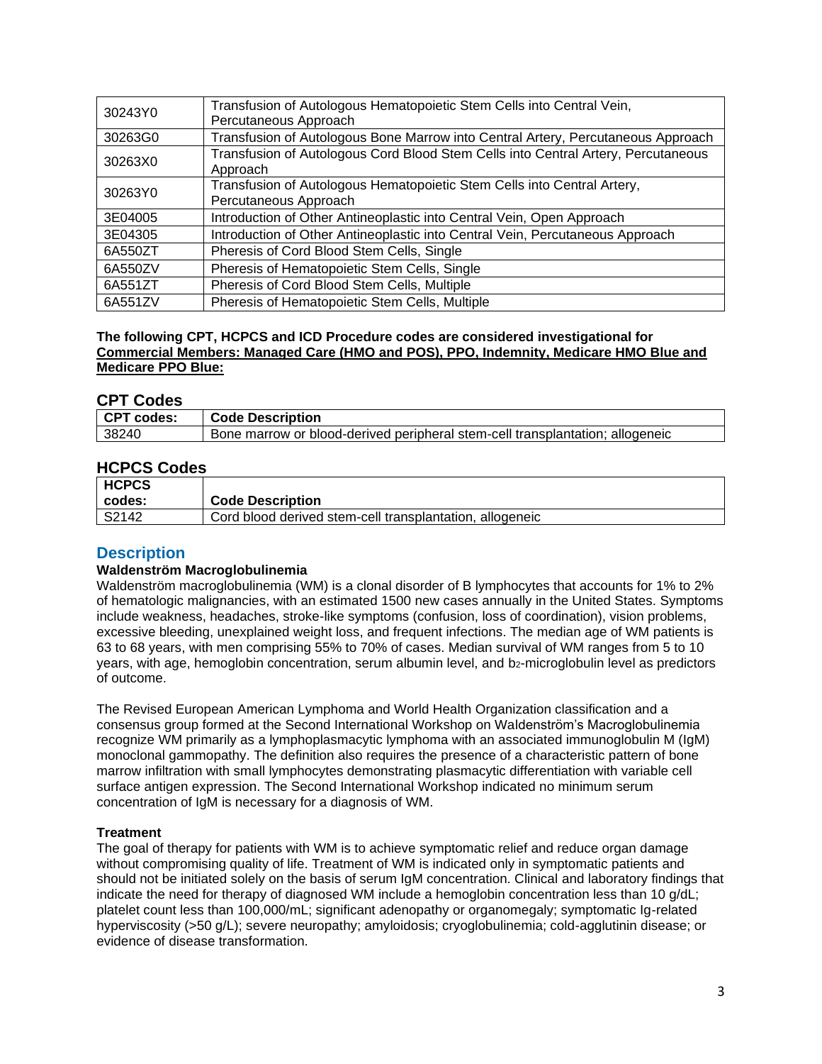| 30243Y0 | Transfusion of Autologous Hematopoietic Stem Cells into Central Vein, Percutaneous Approach |
|---|---|
| 30263G0 | Transfusion of Autologous Bone Marrow into Central Artery, Percutaneous Approach |
| 30263X0 | Transfusion of Autologous Cord Blood Stem Cells into Central Artery, Percutaneous Approach |
| 30263Y0 | Transfusion of Autologous Hematopoietic Stem Cells into Central Artery, Percutaneous Approach |
| 3E04005 | Introduction of Other Antineoplastic into Central Vein, Open Approach |
| 3E04305 | Introduction of Other Antineoplastic into Central Vein, Percutaneous Approach |
| 6A550ZT | Pheresis of Cord Blood Stem Cells, Single |
| 6A550ZV | Pheresis of Hematopoietic Stem Cells, Single |
| 6A551ZT | Pheresis of Cord Blood Stem Cells, Multiple |
| 6A551ZV | Pheresis of Hematopoietic Stem Cells, Multiple |

**The following CPT, HCPCS and ICD Procedure codes are considered investigational for Commercial Members: Managed Care (HMO and POS), PPO, Indemnity, Medicare HMO Blue and Medicare PPO Blue:**

## CPT Codes

| CPT codes: | Code Description |
|---|---|
| 38240 | Bone marrow or blood-derived peripheral stem-cell transplantation; allogeneic |

## HCPCS Codes

| HCPCS codes: | Code Description |
|---|---|
| S2142 | Cord blood derived stem-cell transplantation, allogeneic |

# Description

### Waldenström Macroglobulinemia

Waldenström macroglobulinemia (WM) is a clonal disorder of B lymphocytes that accounts for 1% to 2% of hematologic malignancies, with an estimated 1500 new cases annually in the United States. Symptoms include weakness, headaches, stroke-like symptoms (confusion, loss of coordination), vision problems, excessive bleeding, unexplained weight loss, and frequent infections. The median age of WM patients is 63 to 68 years, with men comprising 55% to 70% of cases. Median survival of WM ranges from 5 to 10 years, with age, hemoglobin concentration, serum albumin level, and $b_2$-microglobulin level as predictors of outcome.

The Revised European American Lymphoma and World Health Organization classification and a consensus group formed at the Second International Workshop on Waldenström's Macroglobulinemia recognize WM primarily as a lymphoplasmacytic lymphoma with an associated immunoglobulin M (IgM) monoclonal gammopathy. The definition also requires the presence of a characteristic pattern of bone marrow infiltration with small lymphocytes demonstrating plasmacytic differentiation with variable cell surface antigen expression. The Second International Workshop indicated no minimum serum concentration of IgM is necessary for a diagnosis of WM.

### Treatment

The goal of therapy for patients with WM is to achieve symptomatic relief and reduce organ damage without compromising quality of life. Treatment of WM is indicated only in symptomatic patients and should not be initiated solely on the basis of serum IgM concentration. Clinical and laboratory findings that indicate the need for therapy of diagnosed WM include a hemoglobin concentration less than 10 g/dL; platelet count less than 100,000/mL; significant adenopathy or organomegaly; symptomatic Ig-related hyperviscosity (>50 g/L); severe neuropathy; amyloidosis; cryoglobulinemia; cold-agglutinin disease; or evidence of disease transformation.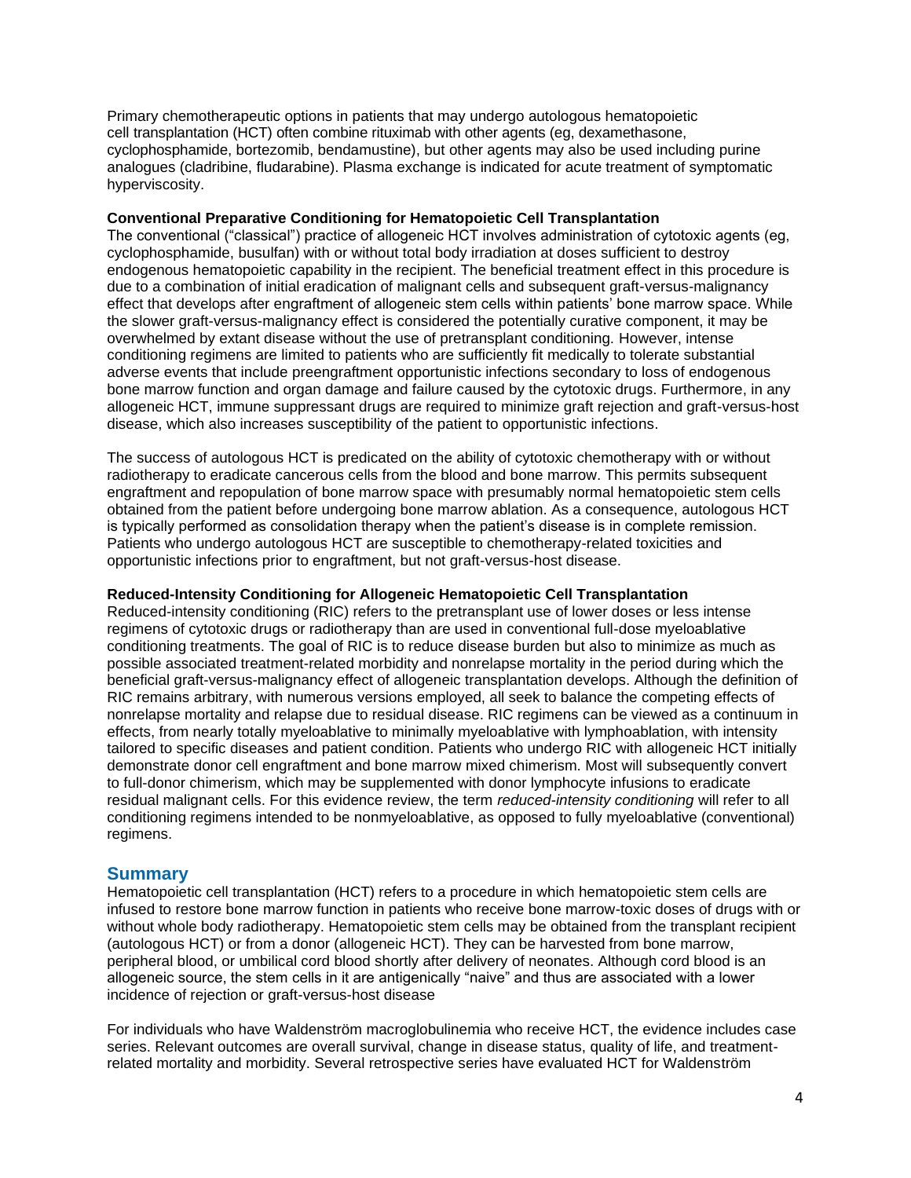Primary chemotherapeutic options in patients that may undergo autologous hematopoietic cell transplantation (HCT) often combine rituximab with other agents (eg, dexamethasone, cyclophosphamide, bortezomib, bendamustine), but other agents may also be used including purine analogues (cladribine, fludarabine). Plasma exchange is indicated for acute treatment of symptomatic hyperviscosity.

**Conventional Preparative Conditioning for Hematopoietic Cell Transplantation**

The conventional ("classical") practice of allogeneic HCT involves administration of cytotoxic agents (eg, cyclophosphamide, busulfan) with or without total body irradiation at doses sufficient to destroy endogenous hematopoietic capability in the recipient. The beneficial treatment effect in this procedure is due to a combination of initial eradication of malignant cells and subsequent graft-versus-malignancy effect that develops after engraftment of allogeneic stem cells within patients' bone marrow space. While the slower graft-versus-malignancy effect is considered the potentially curative component, it may be overwhelmed by extant disease without the use of pretransplant conditioning. However, intense conditioning regimens are limited to patients who are sufficiently fit medically to tolerate substantial adverse events that include preengraftment opportunistic infections secondary to loss of endogenous bone marrow function and organ damage and failure caused by the cytotoxic drugs. Furthermore, in any allogeneic HCT, immune suppressant drugs are required to minimize graft rejection and graft-versus-host disease, which also increases susceptibility of the patient to opportunistic infections.

The success of autologous HCT is predicated on the ability of cytotoxic chemotherapy with or without radiotherapy to eradicate cancerous cells from the blood and bone marrow. This permits subsequent engraftment and repopulation of bone marrow space with presumably normal hematopoietic stem cells obtained from the patient before undergoing bone marrow ablation. As a consequence, autologous HCT is typically performed as consolidation therapy when the patient's disease is in complete remission. Patients who undergo autologous HCT are susceptible to chemotherapy-related toxicities and opportunistic infections prior to engraftment, but not graft-versus-host disease.

**Reduced-Intensity Conditioning for Allogeneic Hematopoietic Cell Transplantation**

Reduced-intensity conditioning (RIC) refers to the pretransplant use of lower doses or less intense regimens of cytotoxic drugs or radiotherapy than are used in conventional full-dose myeloablative conditioning treatments. The goal of RIC is to reduce disease burden but also to minimize as much as possible associated treatment-related morbidity and nonrelapse mortality in the period during which the beneficial graft-versus-malignancy effect of allogeneic transplantation develops. Although the definition of RIC remains arbitrary, with numerous versions employed, all seek to balance the competing effects of nonrelapse mortality and relapse due to residual disease. RIC regimens can be viewed as a continuum in effects, from nearly totally myeloablative to minimally myeloablative with lymphoablation, with intensity tailored to specific diseases and patient condition. Patients who undergo RIC with allogeneic HCT initially demonstrate donor cell engraftment and bone marrow mixed chimerism. Most will subsequently convert to full-donor chimerism, which may be supplemented with donor lymphocyte infusions to eradicate residual malignant cells. For this evidence review, the term *reduced-intensity conditioning* will refer to all conditioning regimens intended to be nonmyeloablative, as opposed to fully myeloablative (conventional) regimens.

## Summary

Hematopoietic cell transplantation (HCT) refers to a procedure in which hematopoietic stem cells are infused to restore bone marrow function in patients who receive bone marrow-toxic doses of drugs with or without whole body radiotherapy. Hematopoietic stem cells may be obtained from the transplant recipient (autologous HCT) or from a donor (allogeneic HCT). They can be harvested from bone marrow, peripheral blood, or umbilical cord blood shortly after delivery of neonates. Although cord blood is an allogeneic source, the stem cells in it are antigenically "naive" and thus are associated with a lower incidence of rejection or graft-versus-host disease

For individuals who have Waldenström macroglobulinemia who receive HCT, the evidence includes case series. Relevant outcomes are overall survival, change in disease status, quality of life, and treatment-related mortality and morbidity. Several retrospective series have evaluated HCT for Waldenström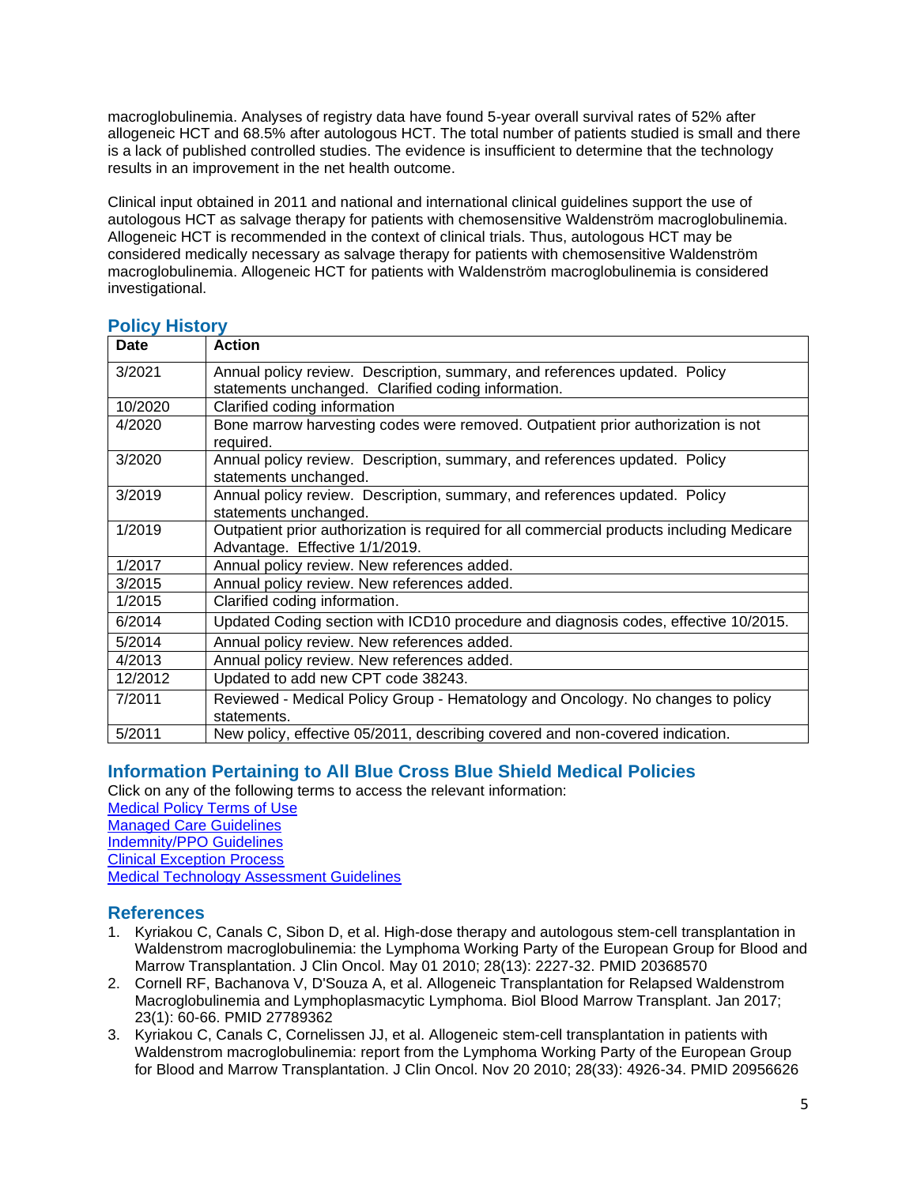macroglobulinemia. Analyses of registry data have found 5-year overall survival rates of 52% after allogeneic HCT and 68.5% after autologous HCT. The total number of patients studied is small and there is a lack of published controlled studies. The evidence is insufficient to determine that the technology results in an improvement in the net health outcome.

Clinical input obtained in 2011 and national and international clinical guidelines support the use of autologous HCT as salvage therapy for patients with chemosensitive Waldenström macroglobulinemia. Allogeneic HCT is recommended in the context of clinical trials. Thus, autologous HCT may be considered medically necessary as salvage therapy for patients with chemosensitive Waldenström macroglobulinemia. Allogeneic HCT for patients with Waldenström macroglobulinemia is considered investigational.

## Policy History

| Date | Action |
| --- | --- |
| 3/2021 | Annual policy review. Description, summary, and references updated. Policy statements unchanged. Clarified coding information. |
| 10/2020 | Clarified coding information |
| 4/2020 | Bone marrow harvesting codes were removed. Outpatient prior authorization is not required. |
| 3/2020 | Annual policy review. Description, summary, and references updated. Policy statements unchanged. |
| 3/2019 | Annual policy review. Description, summary, and references updated. Policy statements unchanged. |
| 1/2019 | Outpatient prior authorization is required for all commercial products including Medicare Advantage. Effective 1/1/2019. |
| 1/2017 | Annual policy review. New references added. |
| 3/2015 | Annual policy review. New references added. |
| 1/2015 | Clarified coding information. |
| 6/2014 | Updated Coding section with ICD10 procedure and diagnosis codes, effective 10/2015. |
| 5/2014 | Annual policy review. New references added. |
| 4/2013 | Annual policy review. New references added. |
| 12/2012 | Updated to add new CPT code 38243. |
| 7/2011 | Reviewed - Medical Policy Group - Hematology and Oncology. No changes to policy statements. |
| 5/2011 | New policy, effective 05/2011, describing covered and non-covered indication. |

## Information Pertaining to All Blue Cross Blue Shield Medical Policies

Click on any of the following terms to access the relevant information:
Medical Policy Terms of Use
Managed Care Guidelines
Indemnity/PPO Guidelines
Clinical Exception Process
Medical Technology Assessment Guidelines

## References

1. Kyriakou C, Canals C, Sibon D, et al. High-dose therapy and autologous stem-cell transplantation in Waldenstrom macroglobulinemia: the Lymphoma Working Party of the European Group for Blood and Marrow Transplantation. J Clin Oncol. May 01 2010; 28(13): 2227-32. PMID 20368570
2. Cornell RF, Bachanova V, D'Souza A, et al. Allogeneic Transplantation for Relapsed Waldenstrom Macroglobulinemia and Lymphoplasmacytic Lymphoma. Biol Blood Marrow Transplant. Jan 2017; 23(1): 60-66. PMID 27789362
3. Kyriakou C, Canals C, Cornelissen JJ, et al. Allogeneic stem-cell transplantation in patients with Waldenstrom macroglobulinemia: report from the Lymphoma Working Party of the European Group for Blood and Marrow Transplantation. J Clin Oncol. Nov 20 2010; 28(33): 4926-34. PMID 20956626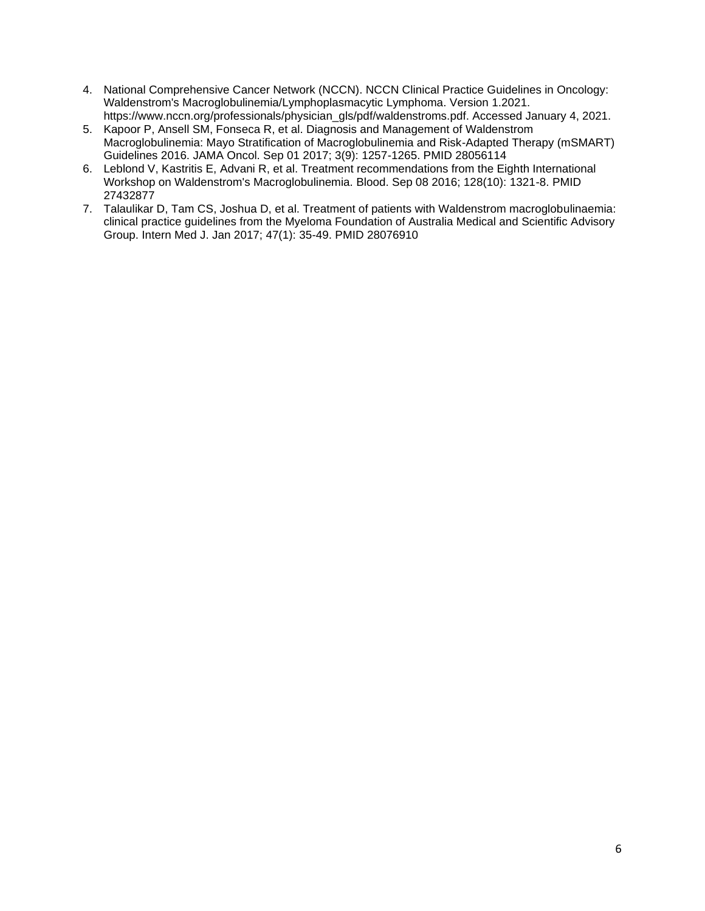4. National Comprehensive Cancer Network (NCCN). NCCN Clinical Practice Guidelines in Oncology: Waldenstrom's Macroglobulinemia/Lymphoplasmacytic Lymphoma. Version 1.2021. https://www.nccn.org/professionals/physician_gls/pdf/waldenstroms.pdf. Accessed January 4, 2021.
5. Kapoor P, Ansell SM, Fonseca R, et al. Diagnosis and Management of Waldenstrom Macroglobulinemia: Mayo Stratification of Macroglobulinemia and Risk-Adapted Therapy (mSMART) Guidelines 2016. JAMA Oncol. Sep 01 2017; 3(9): 1257-1265. PMID 28056114
6. Leblond V, Kastritis E, Advani R, et al. Treatment recommendations from the Eighth International Workshop on Waldenstrom's Macroglobulinemia. Blood. Sep 08 2016; 128(10): 1321-8. PMID 27432877
7. Talaulikar D, Tam CS, Joshua D, et al. Treatment of patients with Waldenstrom macroglobulinaemia: clinical practice guidelines from the Myeloma Foundation of Australia Medical and Scientific Advisory Group. Intern Med J. Jan 2017; 47(1): 35-49. PMID 28076910